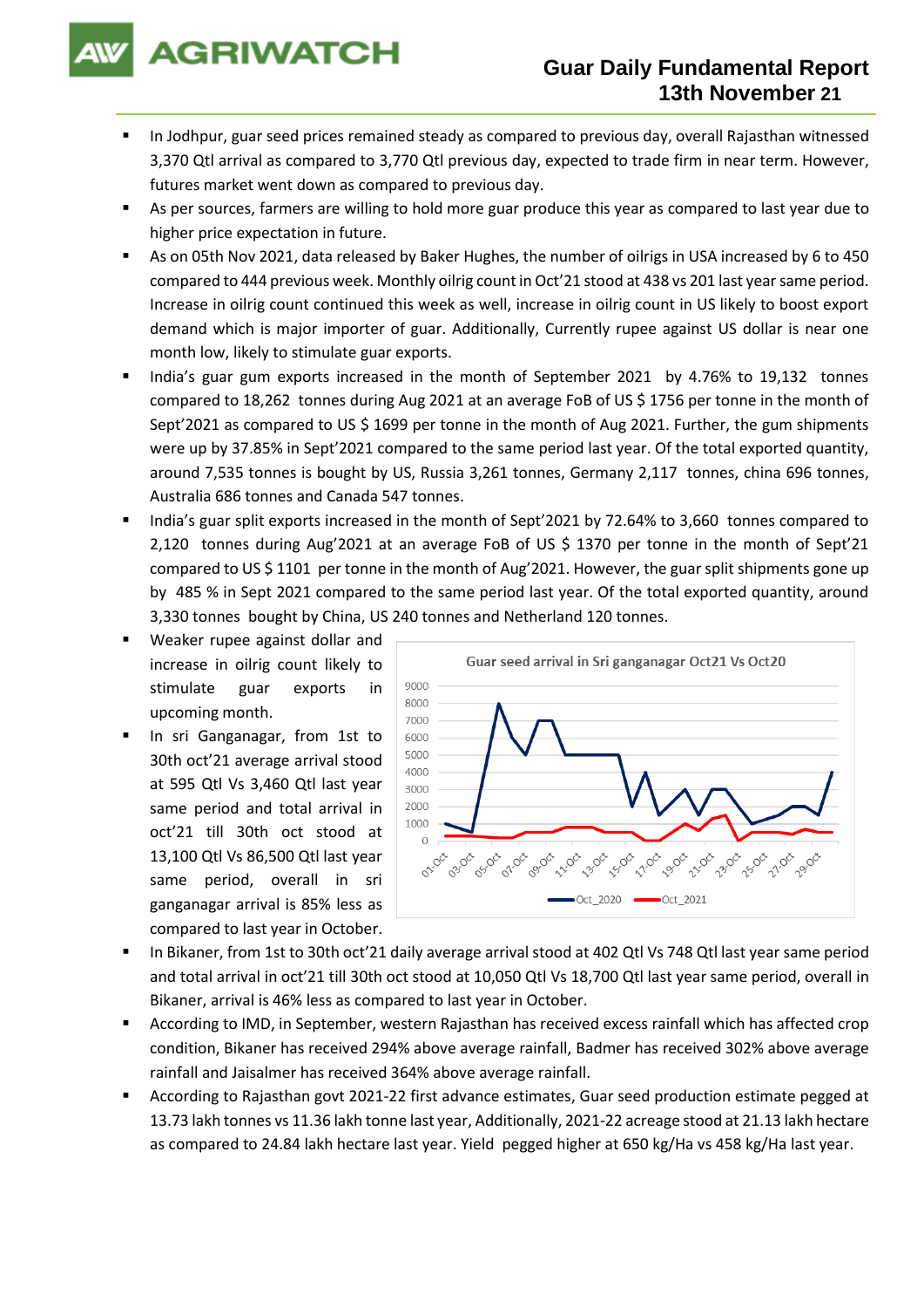# Guar Daily Fundamental Report
## 13th November 21

- In Jodhpur, guar seed prices remained steady as compared to previous day, overall Rajasthan witnessed 3,370 Qtl arrival as compared to 3,770 Qtl previous day, expected to trade firm in near term. However, futures market went down as compared to previous day.
- As per sources, farmers are willing to hold more guar produce this year as compared to last year due to higher price expectation in future.
- As on 05th Nov 2021, data released by Baker Hughes, the number of oilrigs in USA increased by 6 to 450 compared to 444 previous week. Monthly oilrig count in Oct'21 stood at 438 vs 201 last year same period. Increase in oilrig count continued this week as well, increase in oilrig count in US likely to boost export demand which is major importer of guar. Additionally, Currently rupee against US dollar is near one month low, likely to stimulate guar exports.
- India's guar gum exports increased in the month of September 2021 by 4.76% to 19,132 tonnes compared to 18,262 tonnes during Aug 2021 at an average FoB of US $ 1756 per tonne in the month of Sept'2021 as compared to US $ 1699 per tonne in the month of Aug 2021. Further, the gum shipments were up by 37.85% in Sept'2021 compared to the same period last year. Of the total exported quantity, around 7,535 tonnes is bought by US, Russia 3,261 tonnes, Germany 2,117 tonnes, china 696 tonnes, Australia 686 tonnes and Canada 547 tonnes.
- India's guar split exports increased in the month of Sept'2021 by 72.64% to 3,660 tonnes compared to 2,120 tonnes during Aug'2021 at an average FoB of US $ 1370 per tonne in the month of Sept'21 compared to US $ 1101 per tonne in the month of Aug'2021. However, the guar split shipments gone up by 485 % in Sept 2021 compared to the same period last year. Of the total exported quantity, around 3,330 tonnes bought by China, US 240 tonnes and Netherland 120 tonnes.
- Weaker rupee against dollar and increase in oilrig count likely to stimulate guar exports in upcoming month.
- In sri Ganganagar, from 1st to 30th oct'21 average arrival stood at 595 Qtl Vs 3,460 Qtl last year same period and total arrival in oct'21 till 30th oct stood at 13,100 Qtl Vs 86,500 Qtl last year same period, overall in sri ganganagar arrival is 85% less as compared to last year in October.

Guar seed arrival in Sri ganganagar Oct21 Vs Oct20

- In Bikaner, from 1st to 30th oct'21 daily average arrival stood at 402 Qtl Vs 748 Qtl last year same period and total arrival in oct'21 till 30th oct stood at 10,050 Qtl Vs 18,700 Qtl last year same period, overall in Bikaner, arrival is 46% less as compared to last year in October.
- According to IMD, in September, western Rajasthan has received excess rainfall which has affected crop condition, Bikaner has received 294% above average rainfall, Badmer has received 302% above average rainfall and Jaisalmer has received 364% above average rainfall.
- According to Rajasthan govt 2021-22 first advance estimates, Guar seed production estimate pegged at 13.73 lakh tonnes vs 11.36 lakh tonne last year, Additionally, 2021-22 acreage stood at 21.13 lakh hectare as compared to 24.84 lakh hectare last year. Yield pegged higher at 650 kg/Ha vs 458 kg/Ha last year.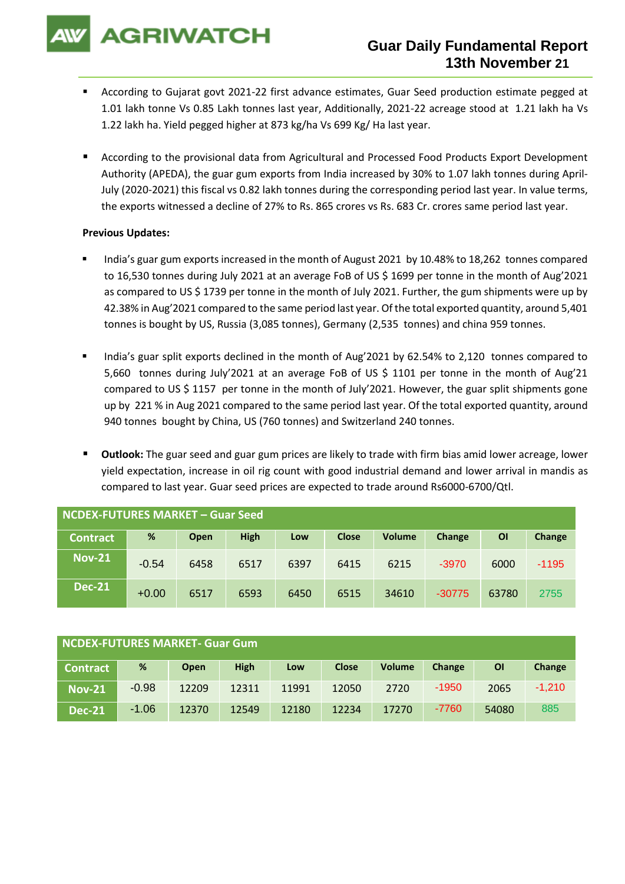- According to Gujarat govt 2021-22 first advance estimates, Guar Seed production estimate pegged at 1.01 lakh tonne Vs 0.85 Lakh tonnes last year, Additionally, 2021-22 acreage stood at 1.21 lakh ha Vs 1.22 lakh ha. Yield pegged higher at 873 kg/ha Vs 699 Kg/ Ha last year.

- According to the provisional data from Agricultural and Processed Food Products Export Development Authority (APEDA), the guar gum exports from India increased by 30% to 1.07 lakh tonnes during April-July (2020-2021) this fiscal vs 0.82 lakh tonnes during the corresponding period last year. In value terms, the exports witnessed a decline of 27% to Rs. 865 crores vs Rs. 683 Cr. crores same period last year.

**Previous Updates:**

- India's guar gum exports increased in the month of August 2021 by 10.48% to 18,262 tonnes compared to 16,530 tonnes during July 2021 at an average FoB of US $ 1699 per tonne in the month of Aug'2021 as compared to US $ 1739 per tonne in the month of July 2021. Further, the gum shipments were up by 42.38% in Aug'2021 compared to the same period last year. Of the total exported quantity, around 5,401 tonnes is bought by US, Russia (3,085 tonnes), Germany (2,535 tonnes) and china 959 tonnes.

- India's guar split exports declined in the month of Aug'2021 by 62.54% to 2,120 tonnes compared to 5,660 tonnes during July'2021 at an average FoB of US $ 1101 per tonne in the month of Aug'21 compared to US $ 1157 per tonne in the month of July'2021. However, the guar split shipments gone up by 221 % in Aug 2021 compared to the same period last year. Of the total exported quantity, around 940 tonnes bought by China, US (760 tonnes) and Switzerland 240 tonnes.

- **Outlook:** The guar seed and guar gum prices are likely to trade with firm bias amid lower acreage, lower yield expectation, increase in oil rig count with good industrial demand and lower arrival in mandis as compared to last year. Guar seed prices are expected to trade around Rs6000-6700/Qtl.

**NCDEX-FUTURES MARKET – Guar Seed**

| Contract | % | Open | High | Low | Close | Volume | Change | OI | Change |
|---|---|---|---|---|---|---|---|---|---|
| Nov-21 | -0.54 | 6458 | 6517 | 6397 | 6415 | 6215 | -3970 | 6000 | -1195 |
| Dec-21 | +0.00 | 6517 | 6593 | 6450 | 6515 | 34610 | -30775 | 63780 | 2755 |

**NCDEX-FUTURES MARKET- Guar Gum**

| Contract | % | Open | High | Low | Close | Volume | Change | OI | Change |
|---|---|---|---|---|---|---|---|---|---|
| Nov-21 | -0.98 | 12209 | 12311 | 11991 | 12050 | 2720 | -1950 | 2065 | -1,210 |
| Dec-21 | -1.06 | 12370 | 12549 | 12180 | 12234 | 17270 | -7760 | 54080 | 885 |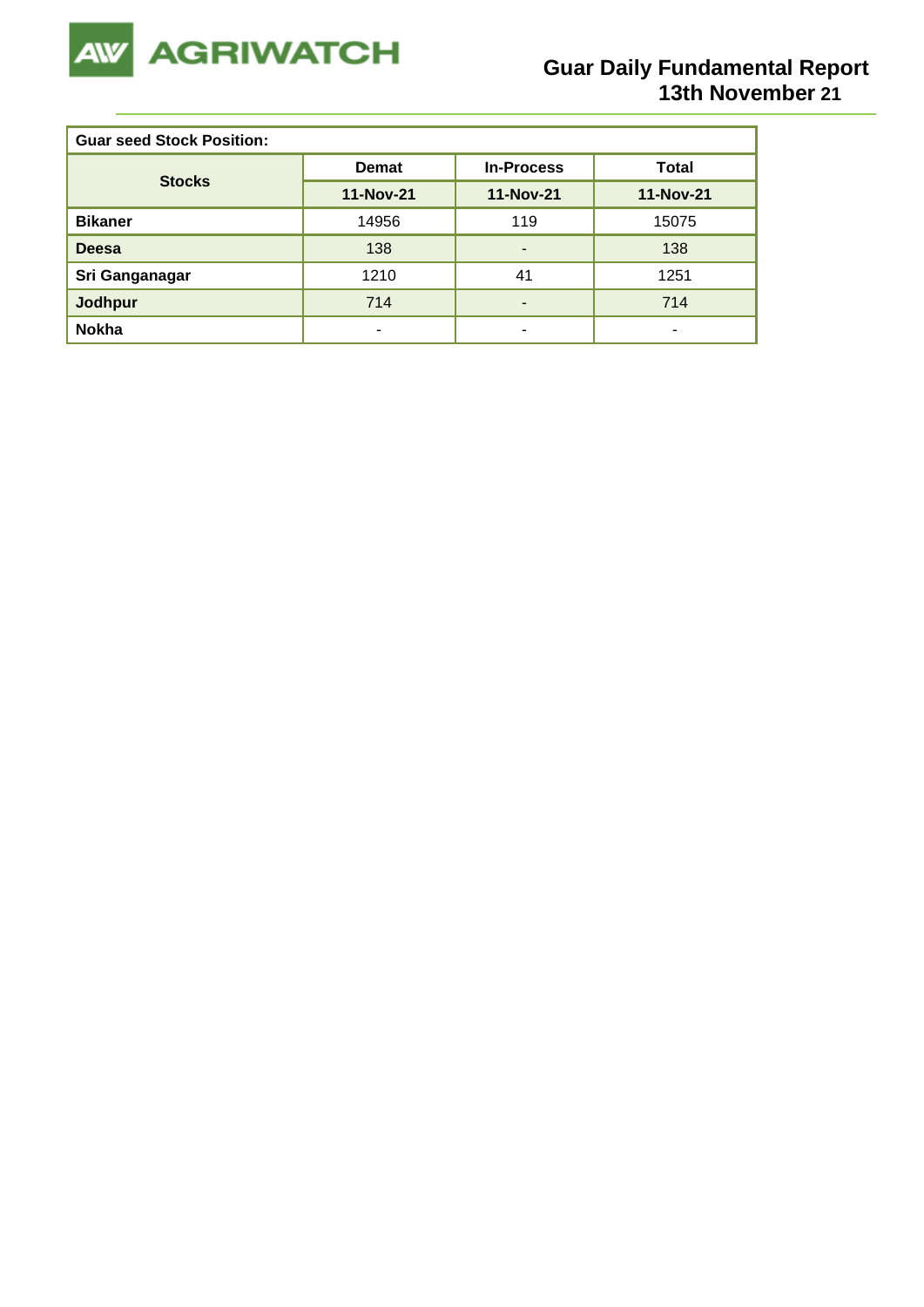**Guar seed Stock Position:**

| Stocks | Demat | In-Process | Total |
|---|---|---|---|
| | 11-Nov-21 | 11-Nov-21 | 11-Nov-21 |
| **Bikaner** | 14956 | 119 | 15075 |
| **Deesa** | 138 | - | 138 |
| **Sri Ganganagar** | 1210 | 41 | 1251 |
| **Jodhpur** | 714 | - | 714 |
| **Nokha** | - | - | - |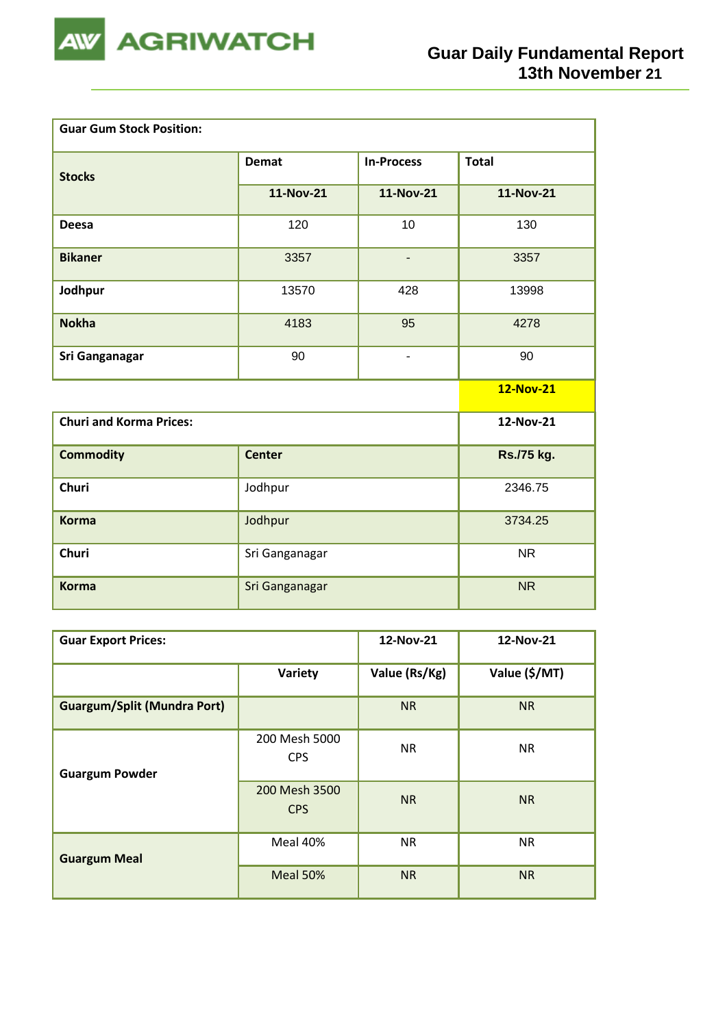## Guar Gum Stock Position:

| Stocks | Demat | In-Process | Total |
|---|---|---|---|
| | 11-Nov-21 | 11-Nov-21 | 11-Nov-21 |
| **Deesa** | 120 | 10 | 130 |
| **Bikaner** | 3357 | - | 3357 |
| **Jodhpur** | 13570 | 428 | 13998 |
| **Nokha** | 4183 | 95 | 4278 |
| **Sri Ganganagar** | 90 | - | 90 |
| | | | **12-Nov-21** |

## Churi and Korma Prices:

| Commodity | Center | 12-Nov-21 |
|---|---|---|
| | | **Rs./75 kg.** |
| **Churi** | Jodhpur | 2346.75 |
| **Korma** | Jodhpur | 3734.25 |
| **Churi** | Sri Ganganagar | NR |
| **Korma** | Sri Ganganagar | NR |

## Guar Export Prices:

| | Variety | 12-Nov-21 | 12-Nov-21 |
|---|---|---|---|
| | | **Value (Rs/Kg)** | **Value ($/MT)** |
| **Guargum/Split (Mundra Port)** | | NR | NR |
| **Guargum Powder** | 200 Mesh 5000 CPS | NR | NR |
| | 200 Mesh 3500 CPS | NR | NR |
| **Guargum Meal** | Meal 40% | NR | NR |
| | Meal 50% | NR | NR |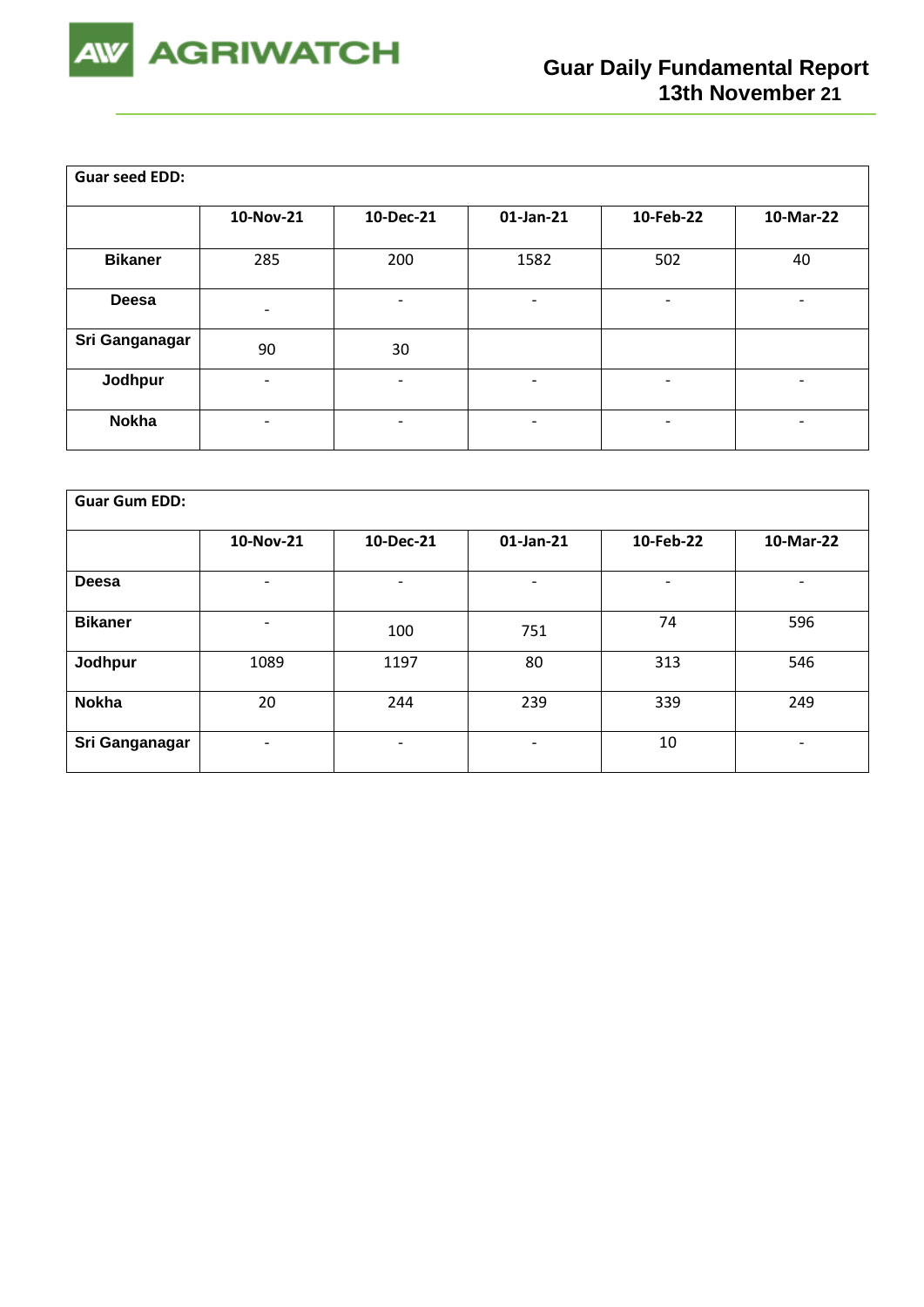| Guar seed EDD: | | | | | |
|---|---|---|---|---|---|
| | 10-Nov-21 | 10-Dec-21 | 01-Jan-21 | 10-Feb-22 | 10-Mar-22 |
| Bikaner | 285 | 200 | 1582 | 502 | 40 |
| Deesa | - | - | - | - | - |
| Sri Ganganagar | 90 | 30 | | | |
| Jodhpur | - | - | - | - | - |
| Nokha | - | - | - | - | - |

| Guar Gum EDD: | | | | | |
|---|---|---|---|---|---|
| | 10-Nov-21 | 10-Dec-21 | 01-Jan-21 | 10-Feb-22 | 10-Mar-22 |
| Deesa | - | - | - | - | - |
| Bikaner | - | 100 | 751 | 74 | 596 |
| Jodhpur | 1089 | 1197 | 80 | 313 | 546 |
| Nokha | 20 | 244 | 239 | 339 | 249 |
| Sri Ganganagar | - | - | - | 10 | - |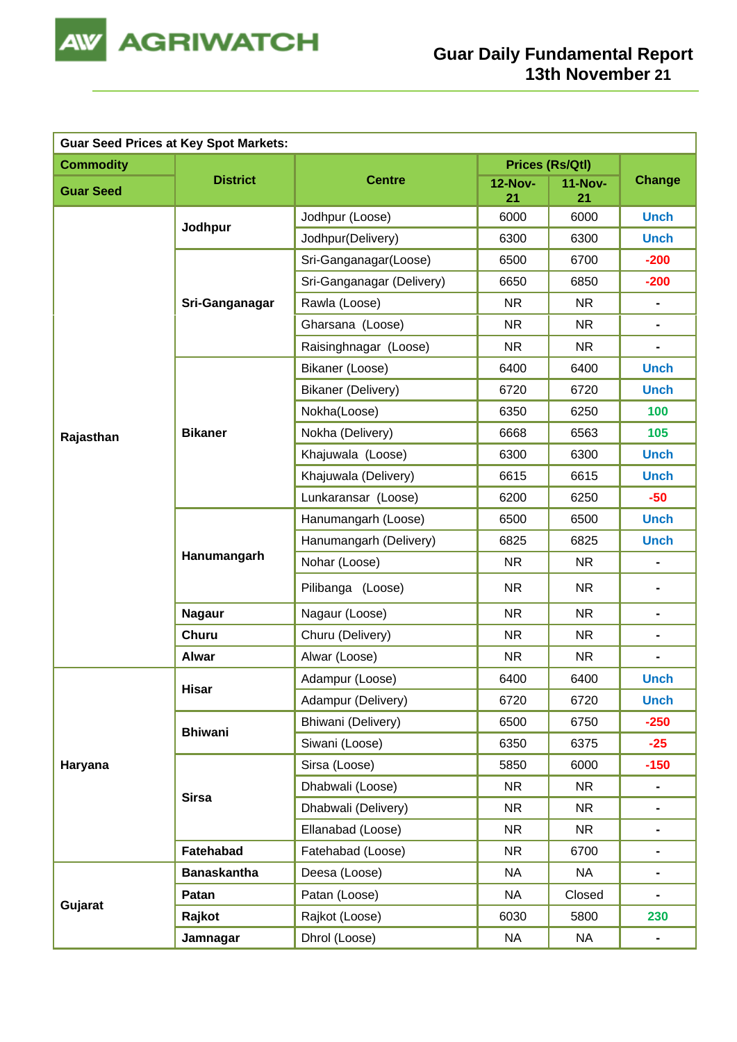# Guar Daily Fundamental Report
## 13th November 21

| Guar Seed Prices at Key Spot Markets: | | | | | |
|---|---|---|---|---|---|
| **Commodity** | **District** | **Centre** | **Prices (Rs/Qtl)** | | **Change** |
| **Guar Seed** | | | **12-Nov-21** | **11-Nov-21** | |
| **Rajasthan** | **Jodhpur** | Jodhpur (Loose) | 6000 | 6000 | Unch |
| | | Jodhpur(Delivery) | 6300 | 6300 | Unch |
| | **Sri-Ganganagar** | Sri-Ganganagar(Loose) | 6500 | 6700 | -200 |
| | | Sri-Ganganagar (Delivery) | 6650 | 6850 | -200 |
| | | Rawla (Loose) | NR | NR | - |
| | | Gharsana (Loose) | NR | NR | - |
| | | Raisinghnagar (Loose) | NR | NR | - |
| | **Bikaner** | Bikaner (Loose) | 6400 | 6400 | Unch |
| | | Bikaner (Delivery) | 6720 | 6720 | Unch |
| | | Nokha(Loose) | 6350 | 6250 | 100 |
| | | Nokha (Delivery) | 6668 | 6563 | 105 |
| | | Khajuwala (Loose) | 6300 | 6300 | Unch |
| | | Khajuwala (Delivery) | 6615 | 6615 | Unch |
| | | Lunkaransar (Loose) | 6200 | 6250 | -50 |
| | **Hanumangarh** | Hanumangarh (Loose) | 6500 | 6500 | Unch |
| | | Hanumangarh (Delivery) | 6825 | 6825 | Unch |
| | | Nohar (Loose) | NR | NR | - |
| | | Pilibanga (Loose) | NR | NR | - |
| | **Nagaur** | Nagaur (Loose) | NR | NR | - |
| | **Churu** | Churu (Delivery) | NR | NR | - |
| | **Alwar** | Alwar (Loose) | NR | NR | - |
| **Haryana** | **Hisar** | Adampur (Loose) | 6400 | 6400 | Unch |
| | | Adampur (Delivery) | 6720 | 6720 | Unch |
| | **Bhiwani** | Bhiwani (Delivery) | 6500 | 6750 | -250 |
| | | Siwani (Loose) | 6350 | 6375 | -25 |
| | **Sirsa** | Sirsa (Loose) | 5850 | 6000 | -150 |
| | | Dhabwali (Loose) | NR | NR | - |
| | | Dhabwali (Delivery) | NR | NR | - |
| | | Ellanabad (Loose) | NR | NR | - |
| | **Fatehabad** | Fatehabad (Loose) | NR | 6700 | - |
| **Gujarat** | **Banaskantha** | Deesa (Loose) | NA | NA | - |
| | **Patan** | Patan (Loose) | NA | Closed | - |
| | **Rajkot** | Rajkot (Loose) | 6030 | 5800 | 230 |
| | **Jamnagar** | Dhrol (Loose) | NA | NA | - |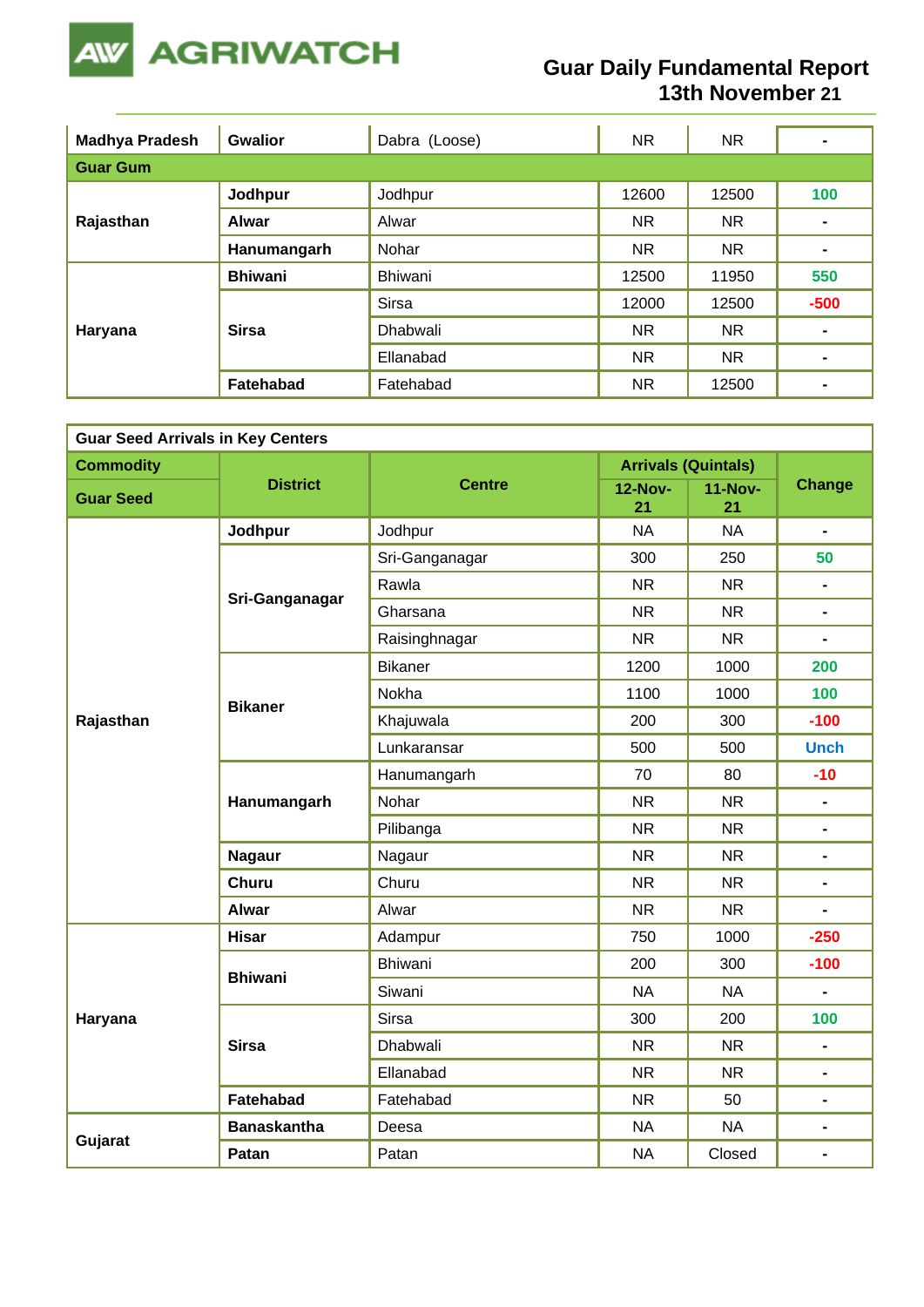# Guar Daily Fundamental Report
## 13th November 21

| | | | | | |
|---|---|---|---|---|---|
| **Madhya Pradesh** | **Gwalior** | Dabra (Loose) | NR | NR | - |
| **Guar Gum** | | | | | |
| **Rajasthan** | **Jodhpur** | Jodhpur | 12600 | 12500 | 100 |
| | **Alwar** | Alwar | NR | NR | - |
| | **Hanumangarh** | Nohar | NR | NR | - |
| **Haryana** | **Bhiwani** | Bhiwani | 12500 | 11950 | 550 |
| | **Sirsa** | Sirsa | 12000 | 12500 | -500 |
| | | Dhabwali | NR | NR | - |
| | | Ellanabad | NR | NR | - |
| | **Fatehabad** | Fatehabad | NR | 12500 | - |

| Guar Seed Arrivals in Key Centers | | | | | |
|---|---|---|---|---|---|
| **Commodity** | **District** | **Centre** | **Arrivals (Quintals)** | | **Change** |
| **Guar Seed** | | | **12-Nov-21** | **11-Nov-21** | |
| **Rajasthan** | **Jodhpur** | Jodhpur | NA | NA | - |
| | **Sri-Ganganagar** | Sri-Ganganagar | 300 | 250 | 50 |
| | | Rawla | NR | NR | - |
| | | Gharsana | NR | NR | - |
| | | Raisinghnagar | NR | NR | - |
| | **Bikaner** | Bikaner | 1200 | 1000 | 200 |
| | | Nokha | 1100 | 1000 | 100 |
| | | Khajuwala | 200 | 300 | -100 |
| | | Lunkaransar | 500 | 500 | Unch |
| | **Hanumangarh** | Hanumangarh | 70 | 80 | -10 |
| | | Nohar | NR | NR | - |
| | | Pilibanga | NR | NR | - |
| | **Nagaur** | Nagaur | NR | NR | - |
| | **Churu** | Churu | NR | NR | - |
| | **Alwar** | Alwar | NR | NR | - |
| **Haryana** | **Hisar** | Adampur | 750 | 1000 | -250 |
| | **Bhiwani** | Bhiwani | 200 | 300 | -100 |
| | | Siwani | NA | NA | - |
| | **Sirsa** | Sirsa | 300 | 200 | 100 |
| | | Dhabwali | NR | NR | - |
| | | Ellanabad | NR | NR | - |
| | **Fatehabad** | Fatehabad | NR | 50 | - |
| **Gujarat** | **Banaskantha** | Deesa | NA | NA | - |
| | **Patan** | Patan | NA | Closed | - |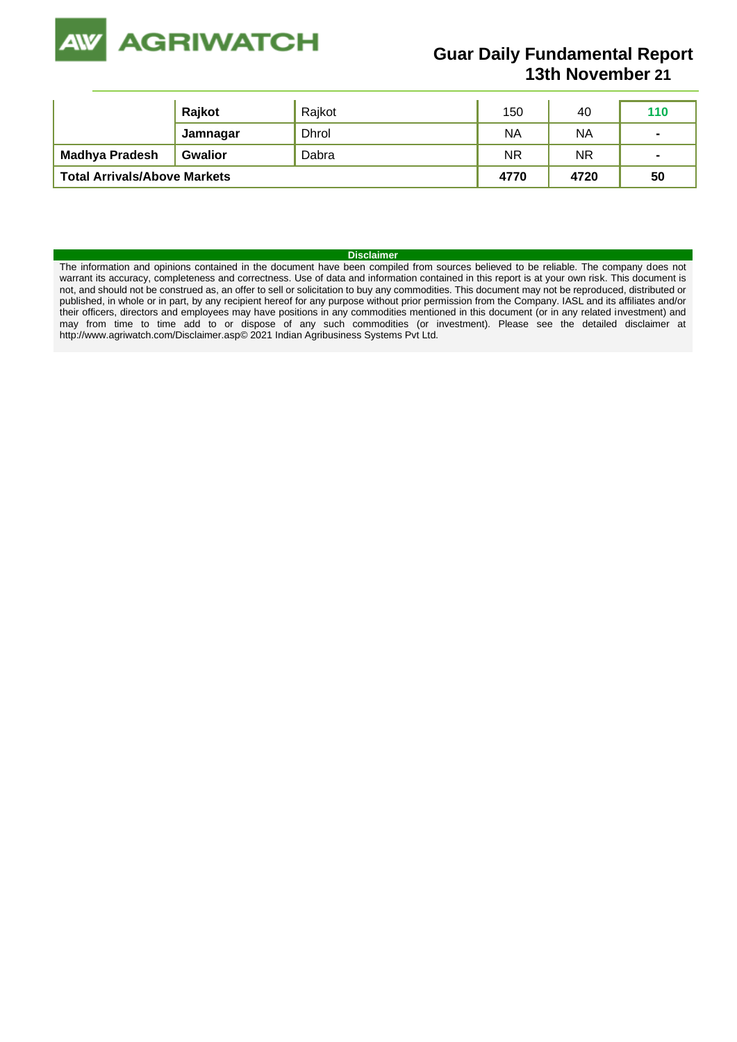| | | | | | |
|---|---|---|---|---|---|
| | **Rajkot** | Rajkot | 150 | 40 | 110 |
| | **Jamnagar** | Dhrol | NA | NA | - |
| **Madhya Pradesh** | **Gwalior** | Dabra | NR | NR | - |
| **Total Arrivals/Above Markets** | | | **4770** | **4720** | **50** |

**Disclaimer**

The information and opinions contained in the document have been compiled from sources believed to be reliable. The company does not warrant its accuracy, completeness and correctness. Use of data and information contained in this report is at your own risk. This document is not, and should not be construed as, an offer to sell or solicitation to buy any commodities. This document may not be reproduced, distributed or published, in whole or in part, by any recipient hereof for any purpose without prior permission from the Company. IASL and its affiliates and/or their officers, directors and employees may have positions in any commodities mentioned in this document (or in any related investment) and may from time to time add to or dispose of any such commodities (or investment). Please see the detailed disclaimer at http://www.agriwatch.com/Disclaimer.asp© 2021 Indian Agribusiness Systems Pvt Ltd.